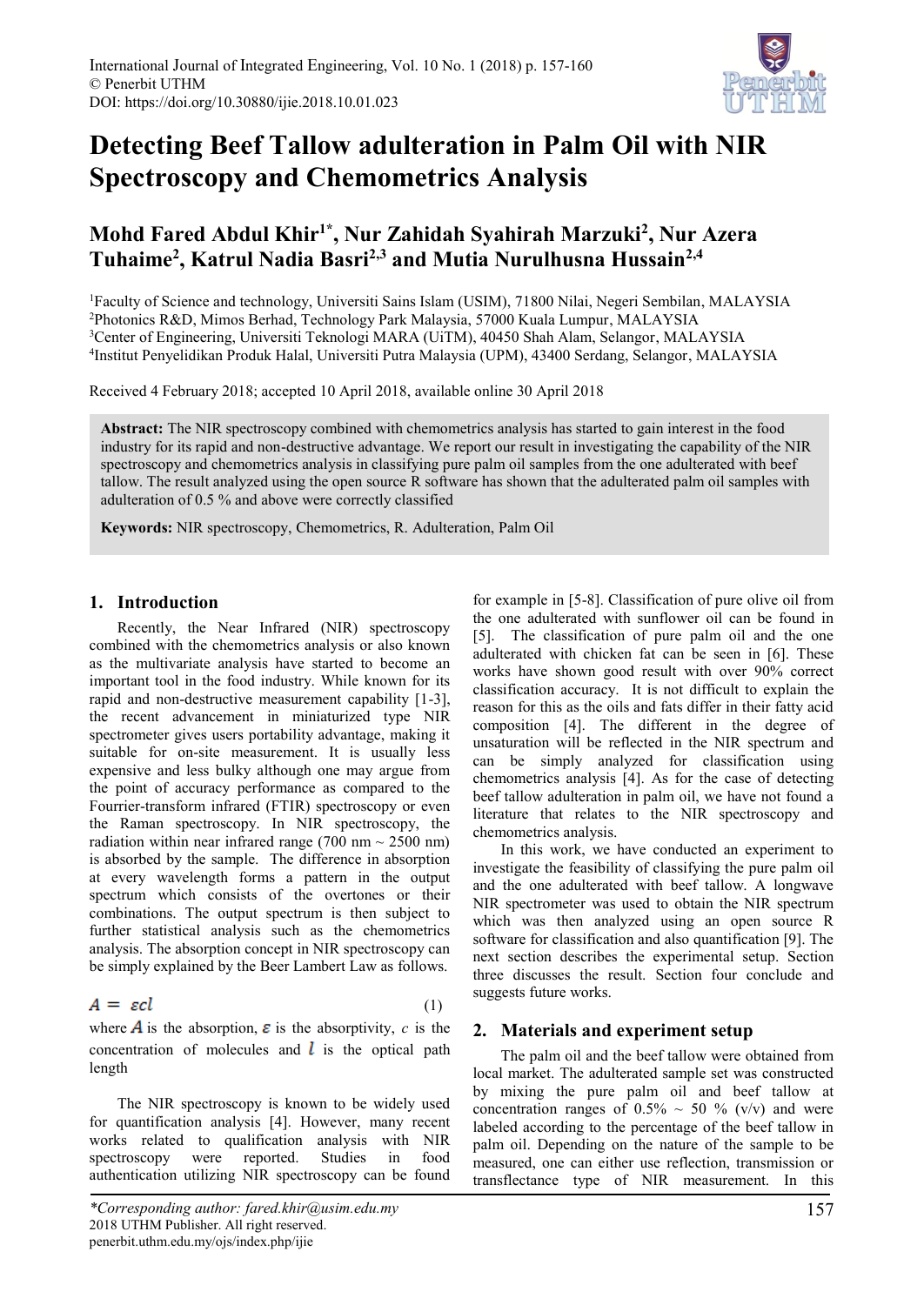# Detecting Beef Tallow adulteration in Palm Oil with NIR Spectroscopy and Chemometrics Analysis

## Mohd Fared Abdul Khir[1*], Nur Zahidah Syahirah Marzuki[2], Nur Azera Tuhaime[2], Katrul Nadia Basri[2,3] and Mutia Nurulhusna Hussain[2,4]

[1]Faculty of Science and technology, Universiti Sains Islam (USIM), 71800 Nilai, Negeri Sembilan, MALAYSIA
[2]Photonics R&D, Mimos Berhad, Technology Park Malaysia, 57000 Kuala Lumpur, MALAYSIA
[3]Center of Engineering, Universiti Teknologi MARA (UiTM), 40450 Shah Alam, Selangor, MALAYSIA
[4]Institut Penyelidikan Produk Halal, Universiti Putra Malaysia (UPM), 43400 Serdang, Selangor, MALAYSIA

Received 4 February 2018; accepted 10 April 2018, available online 30 April 2018

**Abstract:** The NIR spectroscopy combined with chemometrics analysis has started to gain interest in the food industry for its rapid and non-destructive advantage. We report our result in investigating the capability of the NIR spectroscopy and chemometrics analysis in classifying pure palm oil samples from the one adulterated with beef tallow. The result analyzed using the open source R software has shown that the adulterated palm oil samples with adulteration of 0.5 % and above were correctly classified

**Keywords:** NIR spectroscopy, Chemometrics, R. Adulteration, Palm Oil

## 1. Introduction

Recently, the Near Infrared (NIR) spectroscopy combined with the chemometrics analysis or also known as the multivariate analysis have started to become an important tool in the food industry. While known for its rapid and non-destructive measurement capability [1-3], the recent advancement in miniaturized type NIR spectrometer gives users portability advantage, making it suitable for on-site measurement. It is usually less expensive and less bulky although one may argue from the point of accuracy performance as compared to the Fourrier-transform infrared (FTIR) spectroscopy or even the Raman spectroscopy. In NIR spectroscopy, the radiation within near infrared range (700 nm ~ 2500 nm) is absorbed by the sample. The difference in absorption at every wavelength forms a pattern in the output spectrum which consists of the overtones or their combinations. The output spectrum is then subject to further statistical analysis such as the chemometrics analysis. The absorption concept in NIR spectroscopy can be simply explained by the Beer Lambert Law as follows.

$$A = \varepsilon c l \tag{1}$$

where $A$ is the absorption, $\varepsilon$ is the absorptivity, $c$ is the concentration of molecules and $l$ is the optical path length

The NIR spectroscopy is known to be widely used for quantification analysis [4]. However, many recent works related to qualification analysis with NIR spectroscopy were reported. Studies in food authentication utilizing NIR spectroscopy can be found for example in [5-8]. Classification of pure olive oil from the one adulterated with sunflower oil can be found in [5]. The classification of pure palm oil and the one adulterated with chicken fat can be seen in [6]. These works have shown good result with over 90% correct classification accuracy. It is not difficult to explain the reason for this as the oils and fats differ in their fatty acid composition [4]. The different in the degree of unsaturation will be reflected in the NIR spectrum and can be simply analyzed for classification using chemometrics analysis [4]. As for the case of detecting beef tallow adulteration in palm oil, we have not found a literature that relates to the NIR spectroscopy and chemometrics analysis.

In this work, we have conducted an experiment to investigate the feasibility of classifying the pure palm oil and the one adulterated with beef tallow. A longwave NIR spectrometer was used to obtain the NIR spectrum which was then analyzed using an open source R software for classification and also quantification [9]. The next section describes the experimental setup. Section three discusses the result. Section four conclude and suggests future works.

## 2. Materials and experiment setup

The palm oil and the beef tallow were obtained from local market. The adulterated sample set was constructed by mixing the pure palm oil and beef tallow at concentration ranges of 0.5% ~ 50 % (v/v) and were labeled according to the percentage of the beef tallow in palm oil. Depending on the nature of the sample to be measured, one can either use reflection, transmission or transflectance type of NIR measurement. In this

*\*Corresponding author: fared.khir@usim.edu.my*
2018 UTHM Publisher. All right reserved.
penerbit.uthm.edu.my/ojs/index.php/ijie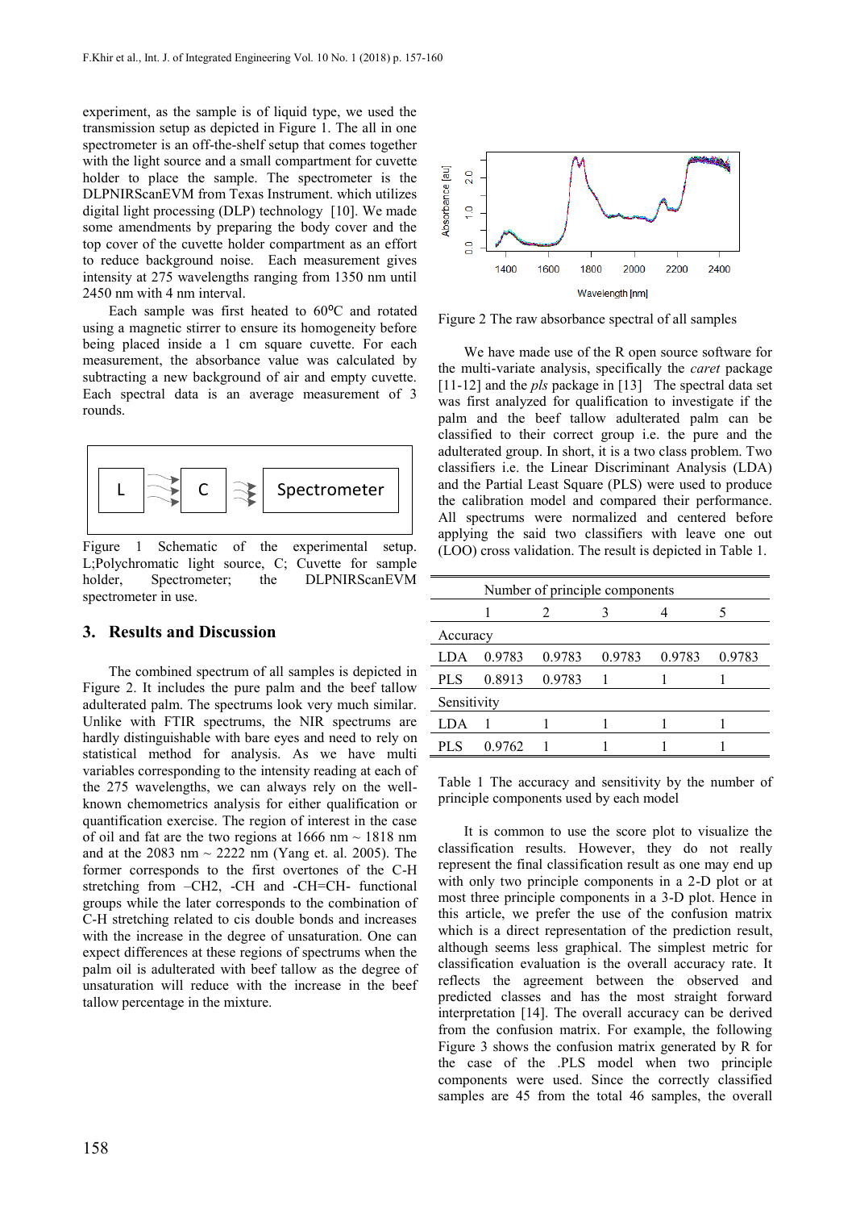experiment, as the sample is of liquid type, we used the transmission setup as depicted in Figure 1. The all in one spectrometer is an off-the-shelf setup that comes together with the light source and a small compartment for cuvette holder to place the sample. The spectrometer is the DLPNIRScanEVM from Texas Instrument. which utilizes digital light processing (DLP) technology [10]. We made some amendments by preparing the body cover and the top cover of the cuvette holder compartment as an effort to reduce background noise. Each measurement gives intensity at 275 wavelengths ranging from 1350 nm until 2450 nm with 4 nm interval.

Each sample was first heated to 60⁰C and rotated using a magnetic stirrer to ensure its homogeneity before being placed inside a 1 cm square cuvette. For each measurement, the absorbance value was calculated by subtracting a new background of air and empty cuvette. Each spectral data is an average measurement of 3 rounds.

Figure 1 Schematic of the experimental setup. L;Polychromatic light source, C; Cuvette for sample holder, Spectrometer; the DLPNIRScanEVM spectrometer in use.

## 3. Results and Discussion

The combined spectrum of all samples is depicted in Figure 2. It includes the pure palm and the beef tallow adulterated palm. The spectrums look very much similar. Unlike with FTIR spectrums, the NIR spectrums are hardly distinguishable with bare eyes and need to rely on statistical method for analysis. As we have multi variables corresponding to the intensity reading at each of the 275 wavelengths, we can always rely on the well-known chemometrics analysis for either qualification or quantification exercise. The region of interest in the case of oil and fat are the two regions at 1666 nm ~ 1818 nm and at the 2083 nm ~ 2222 nm (Yang et. al. 2005). The former corresponds to the first overtones of the C-H stretching from –CH2, -CH and -CH=CH- functional groups while the later corresponds to the combination of C-H stretching related to cis double bonds and increases with the increase in the degree of unsaturation. One can expect differences at these regions of spectrums when the palm oil is adulterated with beef tallow as the degree of unsaturation will reduce with the increase in the beef tallow percentage in the mixture.

Figure 2 The raw absorbance spectral of all samples

We have made use of the R open source software for the multi-variate analysis, specifically the *caret* package [11-12] and the *pls* package in [13] The spectral data set was first analyzed for qualification to investigate if the palm and the beef tallow adulterated palm can be classified to their correct group i.e. the pure and the adulterated group. In short, it is a two class problem. Two classifiers i.e. the Linear Discriminant Analysis (LDA) and the Partial Least Square (PLS) were used to produce the calibration model and compared their performance. All spectrums were normalized and centered before applying the said two classifiers with leave one out (LOO) cross validation. The result is depicted in Table 1.

| | Number of principle components | | | | |
|---|---|---|---|---|---|
| | 1 | 2 | 3 | 4 | 5 |
| Accuracy | | | | | |
| LDA | 0.9783 | 0.9783 | 0.9783 | 0.9783 | 0.9783 |
| PLS | 0.8913 | 0.9783 | 1 | 1 | 1 |
| Sensitivity | | | | | |
| LDA | 1 | 1 | 1 | 1 | 1 |
| PLS | 0.9762 | 1 | 1 | 1 | 1 |

Table 1 The accuracy and sensitivity by the number of principle components used by each model

It is common to use the score plot to visualize the classification results. However, they do not really represent the final classification result as one may end up with only two principle components in a 2-D plot or at most three principle components in a 3-D plot. Hence in this article, we prefer the use of the confusion matrix which is a direct representation of the prediction result, although seems less graphical. The simplest metric for classification evaluation is the overall accuracy rate. It reflects the agreement between the observed and predicted classes and has the most straight forward interpretation [14]. The overall accuracy can be derived from the confusion matrix. For example, the following Figure 3 shows the confusion matrix generated by R for the case of the .PLS model when two principle components were used. Since the correctly classified samples are 45 from the total 46 samples, the overall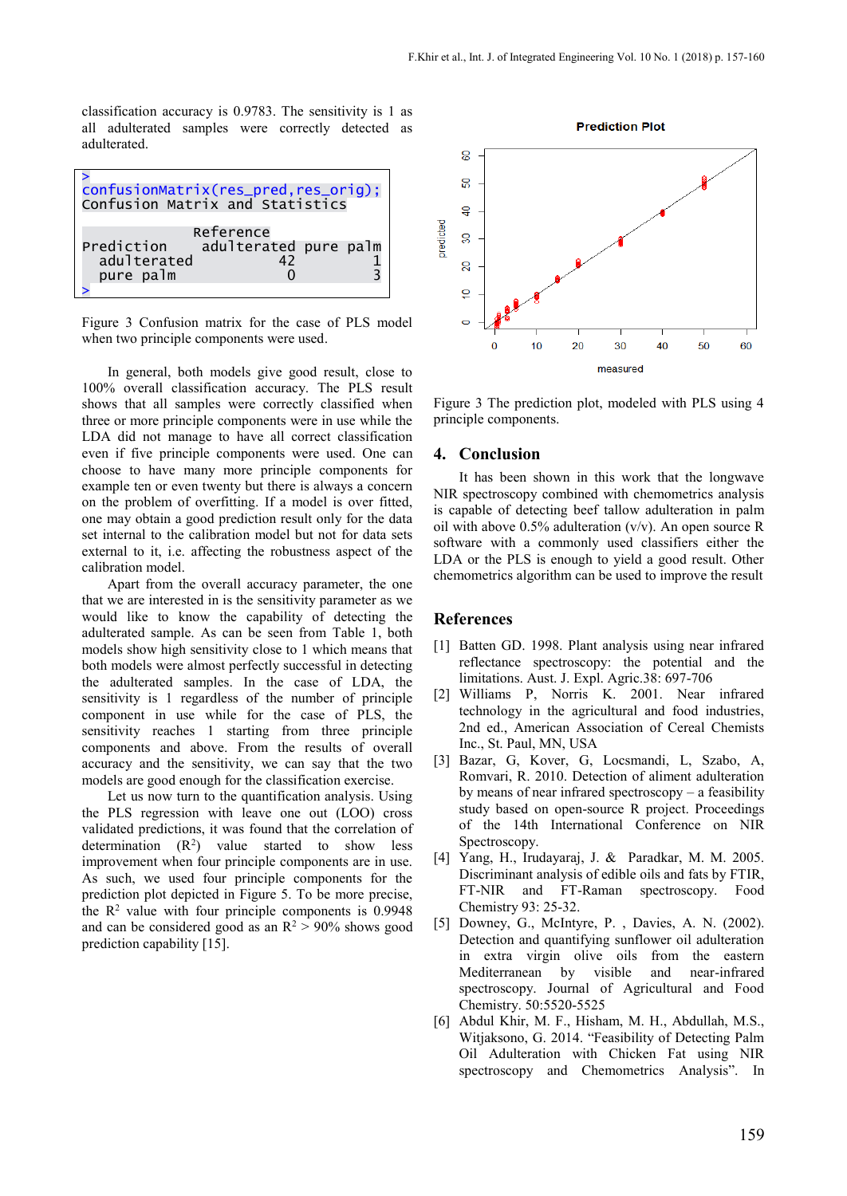classification accuracy is 0.9783. The sensitivity is 1 as all adulterated samples were correctly detected as adulterated.

```
>
confusionMatrix(res_pred,res_orig);
Confusion Matrix and Statistics

            Reference
Prediction   adulterated pure palm
  adulterated         42         1
  pure palm            0         3
>
```

Figure 3 Confusion matrix for the case of PLS model when two principle components were used.

In general, both models give good result, close to 100% overall classification accuracy. The PLS result shows that all samples were correctly classified when three or more principle components were in use while the LDA did not manage to have all correct classification even if five principle components were used. One can choose to have many more principle components for example ten or even twenty but there is always a concern on the problem of overfitting. If a model is over fitted, one may obtain a good prediction result only for the data set internal to the calibration model but not for data sets external to it, i.e. affecting the robustness aspect of the calibration model.

Apart from the overall accuracy parameter, the one that we are interested in is the sensitivity parameter as we would like to know the capability of detecting the adulterated sample. As can be seen from Table 1, both models show high sensitivity close to 1 which means that both models were almost perfectly successful in detecting the adulterated samples. In the case of LDA, the sensitivity is 1 regardless of the number of principle component in use while for the case of PLS, the sensitivity reaches 1 starting from three principle components and above. From the results of overall accuracy and the sensitivity, we can say that the two models are good enough for the classification exercise.

Let us now turn to the quantification analysis. Using the PLS regression with leave one out (LOO) cross validated predictions, it was found that the correlation of determination ($R^2$) value started to show less improvement when four principle components are in use. As such, we used four principle components for the prediction plot depicted in Figure 5. To be more precise, the $R^2$ value with four principle components is 0.9948 and can be considered good as an $R^2$ > 90% shows good prediction capability [15].

Figure 3 The prediction plot, modeled with PLS using 4 principle components.

## 4. Conclusion

It has been shown in this work that the longwave NIR spectroscopy combined with chemometrics analysis is capable of detecting beef tallow adulteration in palm oil with above 0.5% adulteration (v/v). An open source R software with a commonly used classifiers either the LDA or the PLS is enough to yield a good result. Other chemometrics algorithm can be used to improve the result

## References

[1] Batten GD. 1998. Plant analysis using near infrared reflectance spectroscopy: the potential and the limitations. Aust. J. Expl. Agric.38: 697-706

[2] Williams P, Norris K. 2001. Near infrared technology in the agricultural and food industries, 2nd ed., American Association of Cereal Chemists Inc., St. Paul, MN, USA

[3] Bazar, G, Kover, G, Locsmandi, L, Szabo, A, Romvari, R. 2010. Detection of aliment adulteration by means of near infrared spectroscopy – a feasibility study based on open-source R project. Proceedings of the 14th International Conference on NIR Spectroscopy.

[4] Yang, H., Irudayaraj, J. & Paradkar, M. M. 2005. Discriminant analysis of edible oils and fats by FTIR, FT-NIR and FT-Raman spectroscopy. Food Chemistry 93: 25-32.

[5] Downey, G., McIntyre, P. , Davies, A. N. (2002). Detection and quantifying sunflower oil adulteration in extra virgin olive oils from the eastern Mediterranean by visible and near-infrared spectroscopy. Journal of Agricultural and Food Chemistry. 50:5520-5525

[6] Abdul Khir, M. F., Hisham, M. H., Abdullah, M.S., Witjaksono, G. 2014. "Feasibility of Detecting Palm Oil Adulteration with Chicken Fat using NIR spectroscopy and Chemometrics Analysis". In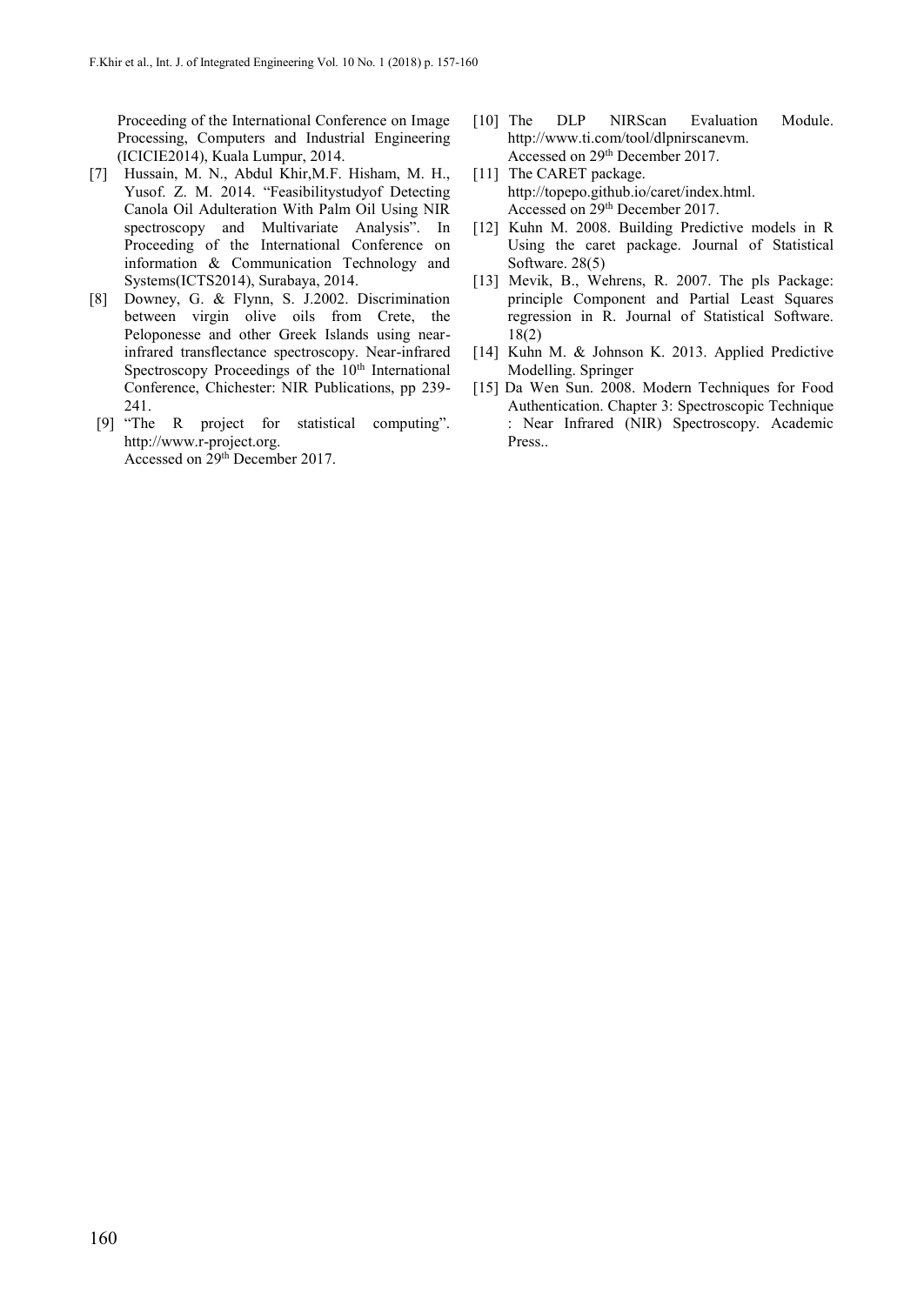Proceeding of the International Conference on Image Processing, Computers and Industrial Engineering (ICICIE2014), Kuala Lumpur, 2014.

[7] Hussain, M. N., Abdul Khir,M.F. Hisham, M. H., Yusof. Z. M. 2014. "Feasibilitystudyof Detecting Canola Oil Adulteration With Palm Oil Using NIR spectroscopy and Multivariate Analysis". In Proceeding of the International Conference on information & Communication Technology and Systems(ICTS2014), Surabaya, 2014.

[8] Downey, G. & Flynn, S. J.2002. Discrimination between virgin olive oils from Crete, the Peloponesse and other Greek Islands using near-infrared transflectance spectroscopy. Near-infrared Spectroscopy Proceedings of the 10th International Conference, Chichester: NIR Publications, pp 239-241.

[9] "The R project for statistical computing". http://www.r-project.org. Accessed on 29th December 2017.

[10] The DLP NIRScan Evaluation Module. http://www.ti.com/tool/dlpnirscanevm. Accessed on 29th December 2017.

[11] The CARET package. http://topepo.github.io/caret/index.html. Accessed on 29th December 2017.

[12] Kuhn M. 2008. Building Predictive models in R Using the caret package. Journal of Statistical Software. 28(5)

[13] Mevik, B., Wehrens, R. 2007. The pls Package: principle Component and Partial Least Squares regression in R. Journal of Statistical Software. 18(2)

[14] Kuhn M. & Johnson K. 2013. Applied Predictive Modelling. Springer

[15] Da Wen Sun. 2008. Modern Techniques for Food Authentication. Chapter 3: Spectroscopic Technique : Near Infrared (NIR) Spectroscopy. Academic Press..